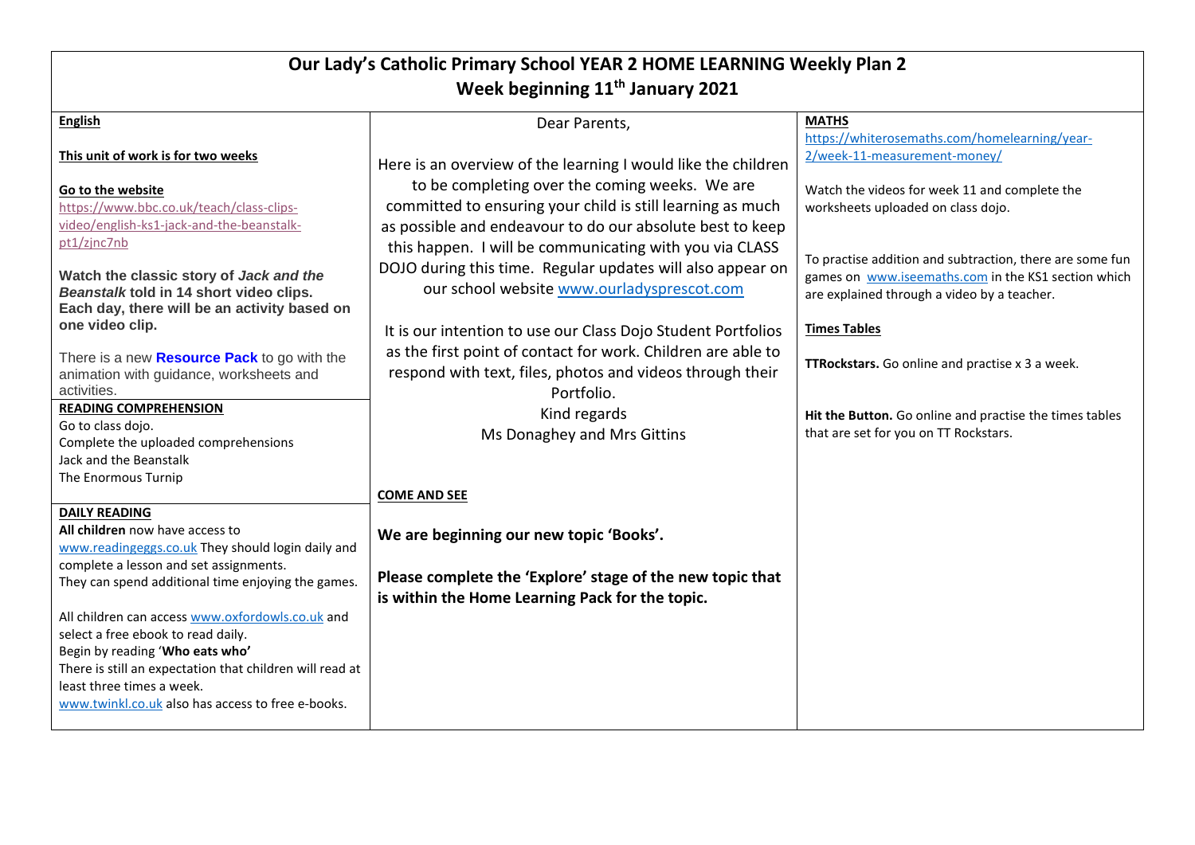# Our Lady's Catholic Primary School YEAR 2 HOME LEARNING Weekly Plan 2

## Week beginning 11th January 2021

### English

**This unit of work is for two weeks**

**Go to the website**

https://www.bbc.co.uk/teach/class-clips-video/english-ks1-jack-and-the-beanstalk-pt1/zjnc7nb

**Watch the classic story of *Jack and the Beanstalk* told in 14 short video clips. Each day, there will be an activity based on one video clip.**

There is a new **Resource Pack** to go with the animation with guidance, worksheets and activities.

### READING COMPREHENSION

Go to class dojo.
Complete the uploaded comprehensions
Jack and the Beanstalk
The Enormous Turnip

### DAILY READING

**All children** now have access to www.readingeggs.co.uk They should login daily and complete a lesson and set assignments.
They can spend additional time enjoying the games.

All children can access www.oxfordowls.co.uk and select a free ebook to read daily.
Begin by reading '**Who eats who'**
There is still an expectation that children will read at least three times a week.
www.twinkl.co.uk also has access to free e-books.

---

Dear Parents,

Here is an overview of the learning I would like the children to be completing over the coming weeks. We are committed to ensuring your child is still learning as much as possible and endeavour to do our absolute best to keep this happen. I will be communicating with you via CLASS DOJO during this time. Regular updates will also appear on our school website www.ourladysprescot.com

It is our intention to use our Class Dojo Student Portfolios as the first point of contact for work. Children are able to respond with text, files, photos and videos through their Portfolio.

Kind regards
Ms Donaghey and Mrs Gittins

### COME AND SEE

**We are beginning our new topic 'Books'.**

**Please complete the 'Explore' stage of the new topic that is within the Home Learning Pack for the topic.**

---

### MATHS

https://whiterosemaths.com/homelearning/year-2/week-11-measurement-money/

Watch the videos for week 11 and complete the worksheets uploaded on class dojo.

To practise addition and subtraction, there are some fun games on www.iseemaths.com in the KS1 section which are explained through a video by a teacher.

### Times Tables

**TTRockstars.** Go online and practise x 3 a week.

**Hit the Button.** Go online and practise the times tables that are set for you on TT Rockstars.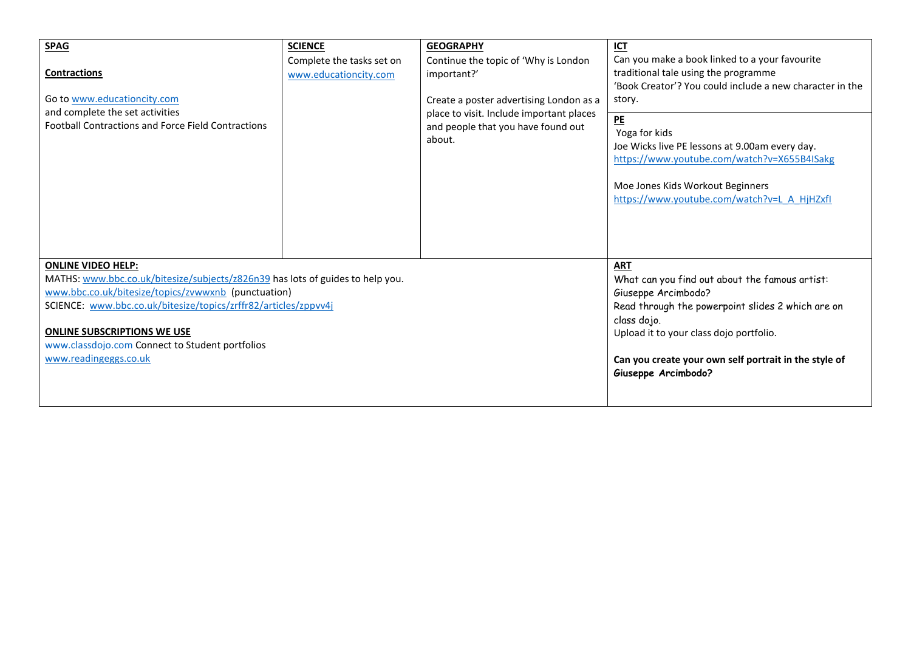| SPAG | SCIENCE | GEOGRAPHY | ICT / PE |
|---|---|---|---|
| **Contractions**<br><br>Go to www.educationcity.com and complete the set activities<br>Football Contractions and Force Field Contractions | Complete the tasks set on www.educationcity.com | Continue the topic of 'Why is London important?'<br><br>Create a poster advertising London as a place to visit. Include important places and people that you have found out about. | **ICT**<br>Can you make a book linked to a your favourite traditional tale using the programme 'Book Creator'? You could include a new character in the story.<br><br>**PE**<br>Yoga for kids<br>Joe Wicks live PE lessons at 9.00am every day.<br>https://www.youtube.com/watch?v=X655B4ISakg<br><br>Moe Jones Kids Workout Beginners<br>https://www.youtube.com/watch?v=L_A_HjHZxfI |

**ONLINE VIDEO HELP:**

MATHS: www.bbc.co.uk/bitesize/subjects/z826n39 has lots of guides to help you.

www.bbc.co.uk/bitesize/topics/zvwwxnb (punctuation)

SCIENCE: www.bbc.co.uk/bitesize/topics/zrffr82/articles/zppvv4j

**ONLINE SUBSCRIPTIONS WE USE**

www.classdojo.com Connect to Student portfolios

www.readingeggs.co.uk

**ART**

What can you find out about the famous artist: Giuseppe Arcimbodo?

Read through the powerpoint slides 2 which are on class dojo.

Upload it to your class dojo portfolio.

**Can you create your own self portrait in the style of Giuseppe Arcimbodo?**